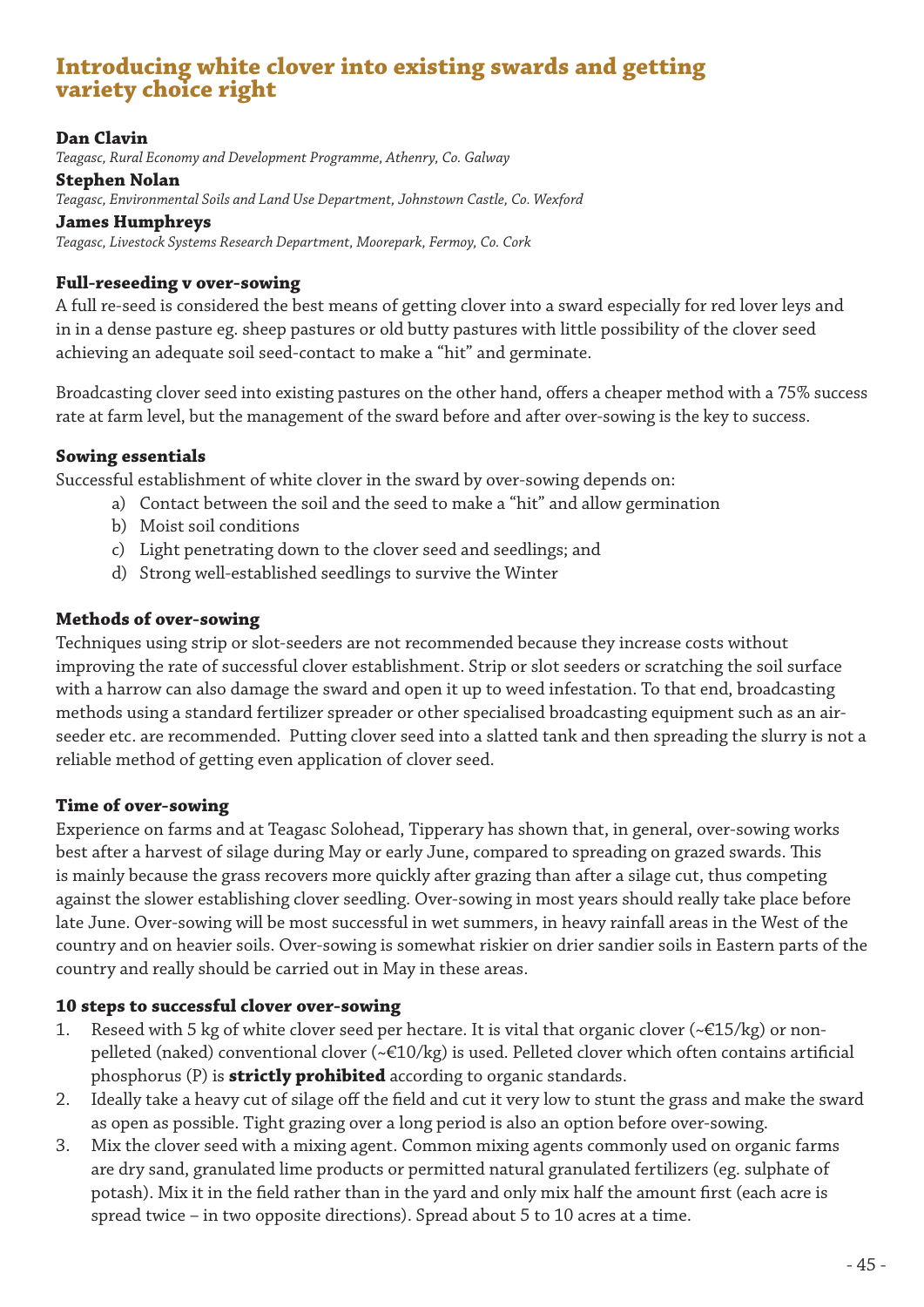# Introducing white clover into existing swards and getting variety choice right

**Dan Clavin**
*Teagasc, Rural Economy and Development Programme, Athenry, Co. Galway*

**Stephen Nolan**
*Teagasc, Environmental Soils and Land Use Department, Johnstown Castle, Co. Wexford*

**James Humphreys**
*Teagasc, Livestock Systems Research Department, Moorepark, Fermoy, Co. Cork*

### Full-reseeding v over-sowing

A full re-seed is considered the best means of getting clover into a sward especially for red lover leys and in in a dense pasture eg. sheep pastures or old butty pastures with little possibility of the clover seed achieving an adequate soil seed-contact to make a "hit" and germinate.

Broadcasting clover seed into existing pastures on the other hand, offers a cheaper method with a 75% success rate at farm level, but the management of the sward before and after over-sowing is the key to success.

### Sowing essentials

Successful establishment of white clover in the sward by over-sowing depends on:

a) Contact between the soil and the seed to make a "hit" and allow germination
b) Moist soil conditions
c) Light penetrating down to the clover seed and seedlings; and
d) Strong well-established seedlings to survive the Winter

### Methods of over-sowing

Techniques using strip or slot-seeders are not recommended because they increase costs without improving the rate of successful clover establishment. Strip or slot seeders or scratching the soil surface with a harrow can also damage the sward and open it up to weed infestation. To that end, broadcasting methods using a standard fertilizer spreader or other specialised broadcasting equipment such as an air-seeder etc. are recommended. Putting clover seed into a slatted tank and then spreading the slurry is not a reliable method of getting even application of clover seed.

### Time of over-sowing

Experience on farms and at Teagasc Solohead, Tipperary has shown that, in general, over-sowing works best after a harvest of silage during May or early June, compared to spreading on grazed swards. This is mainly because the grass recovers more quickly after grazing than after a silage cut, thus competing against the slower establishing clover seedling. Over-sowing in most years should really take place before late June. Over-sowing will be most successful in wet summers, in heavy rainfall areas in the West of the country and on heavier soils. Over-sowing is somewhat riskier on drier sandier soils in Eastern parts of the country and really should be carried out in May in these areas.

### 10 steps to successful clover over-sowing

1. Reseed with 5 kg of white clover seed per hectare. It is vital that organic clover (~€15/kg) or non-pelleted (naked) conventional clover (~€10/kg) is used. Pelleted clover which often contains artificial phosphorus (P) is **strictly prohibited** according to organic standards.
2. Ideally take a heavy cut of silage off the field and cut it very low to stunt the grass and make the sward as open as possible. Tight grazing over a long period is also an option before over-sowing.
3. Mix the clover seed with a mixing agent. Common mixing agents commonly used on organic farms are dry sand, granulated lime products or permitted natural granulated fertilizers (eg. sulphate of potash). Mix it in the field rather than in the yard and only mix half the amount first (each acre is spread twice – in two opposite directions). Spread about 5 to 10 acres at a time.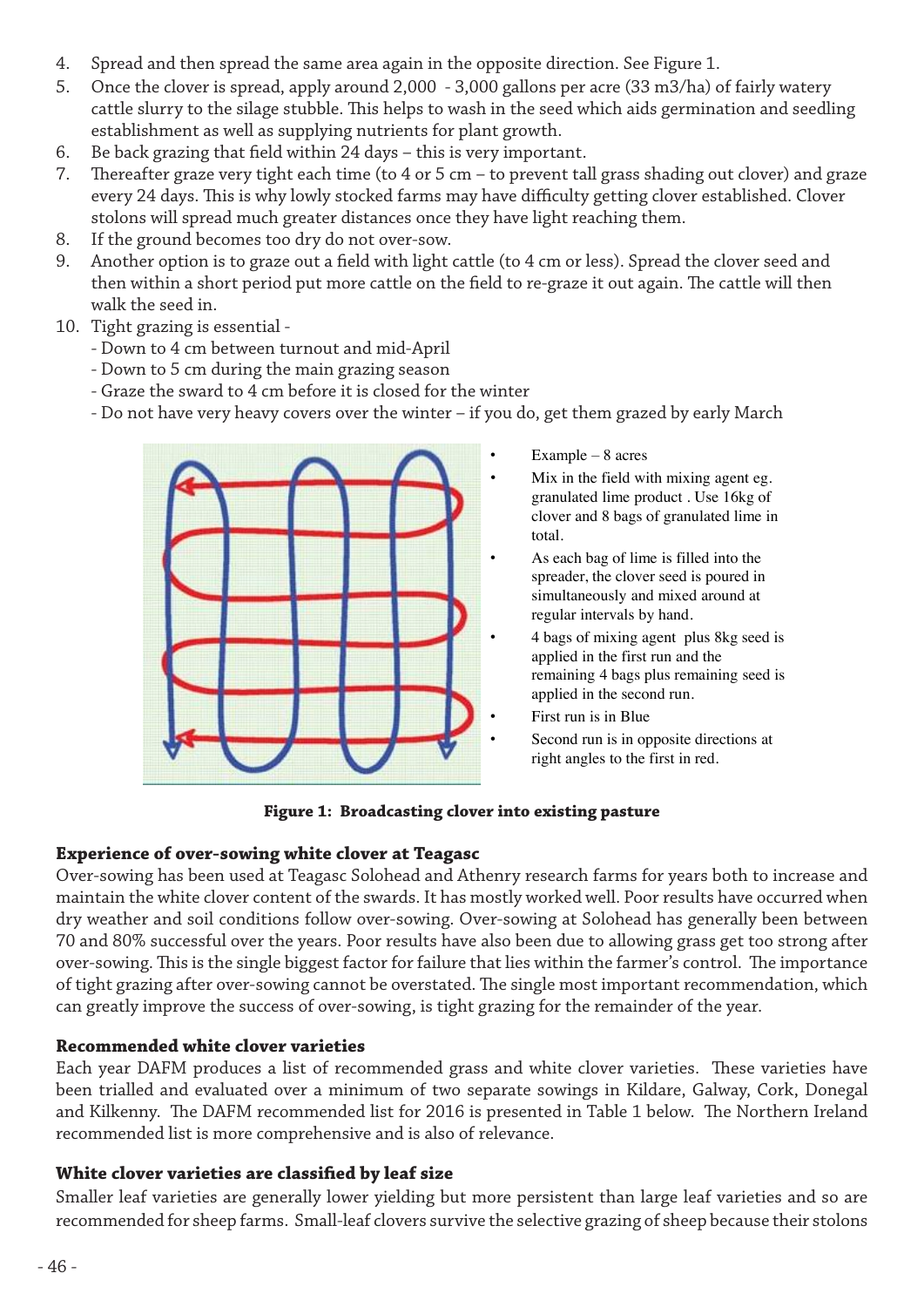4. Spread and then spread the same area again in the opposite direction. See Figure 1.
5. Once the clover is spread, apply around 2,000 - 3,000 gallons per acre (33 m3/ha) of fairly watery cattle slurry to the silage stubble. This helps to wash in the seed which aids germination and seedling establishment as well as supplying nutrients for plant growth.
6. Be back grazing that field within 24 days – this is very important.
7. Thereafter graze very tight each time (to 4 or 5 cm – to prevent tall grass shading out clover) and graze every 24 days. This is why lowly stocked farms may have difficulty getting clover established. Clover stolons will spread much greater distances once they have light reaching them.
8. If the ground becomes too dry do not over-sow.
9. Another option is to graze out a field with light cattle (to 4 cm or less). Spread the clover seed and then within a short period put more cattle on the field to re-graze it out again. The cattle will then walk the seed in.
10. Tight grazing is essential -
    - Down to 4 cm between turnout and mid-April
    - Down to 5 cm during the main grazing season
    - Graze the sward to 4 cm before it is closed for the winter
    - Do not have very heavy covers over the winter – if you do, get them grazed by early March

- Example – 8 acres
- Mix in the field with mixing agent eg. granulated lime product . Use 16kg of clover and 8 bags of granulated lime in total.
- As each bag of lime is filled into the spreader, the clover seed is poured in simultaneously and mixed around at regular intervals by hand.
- 4 bags of mixing agent plus 8kg seed is applied in the first run and the remaining 4 bags plus remaining seed is applied in the second run.
- First run is in Blue
- Second run is in opposite directions at right angles to the first in red.

**Figure 1: Broadcasting clover into existing pasture**

### Experience of over-sowing white clover at Teagasc

Over-sowing has been used at Teagasc Solohead and Athenry research farms for years both to increase and maintain the white clover content of the swards. It has mostly worked well. Poor results have occurred when dry weather and soil conditions follow over-sowing. Over-sowing at Solohead has generally been between 70 and 80% successful over the years. Poor results have also been due to allowing grass get too strong after over-sowing. This is the single biggest factor for failure that lies within the farmer's control. The importance of tight grazing after over-sowing cannot be overstated. The single most important recommendation, which can greatly improve the success of over-sowing, is tight grazing for the remainder of the year.

### Recommended white clover varieties

Each year DAFM produces a list of recommended grass and white clover varieties. These varieties have been trialled and evaluated over a minimum of two separate sowings in Kildare, Galway, Cork, Donegal and Kilkenny. The DAFM recommended list for 2016 is presented in Table 1 below. The Northern Ireland recommended list is more comprehensive and is also of relevance.

### White clover varieties are classified by leaf size

Smaller leaf varieties are generally lower yielding but more persistent than large leaf varieties and so are recommended for sheep farms. Small-leaf clovers survive the selective grazing of sheep because their stolons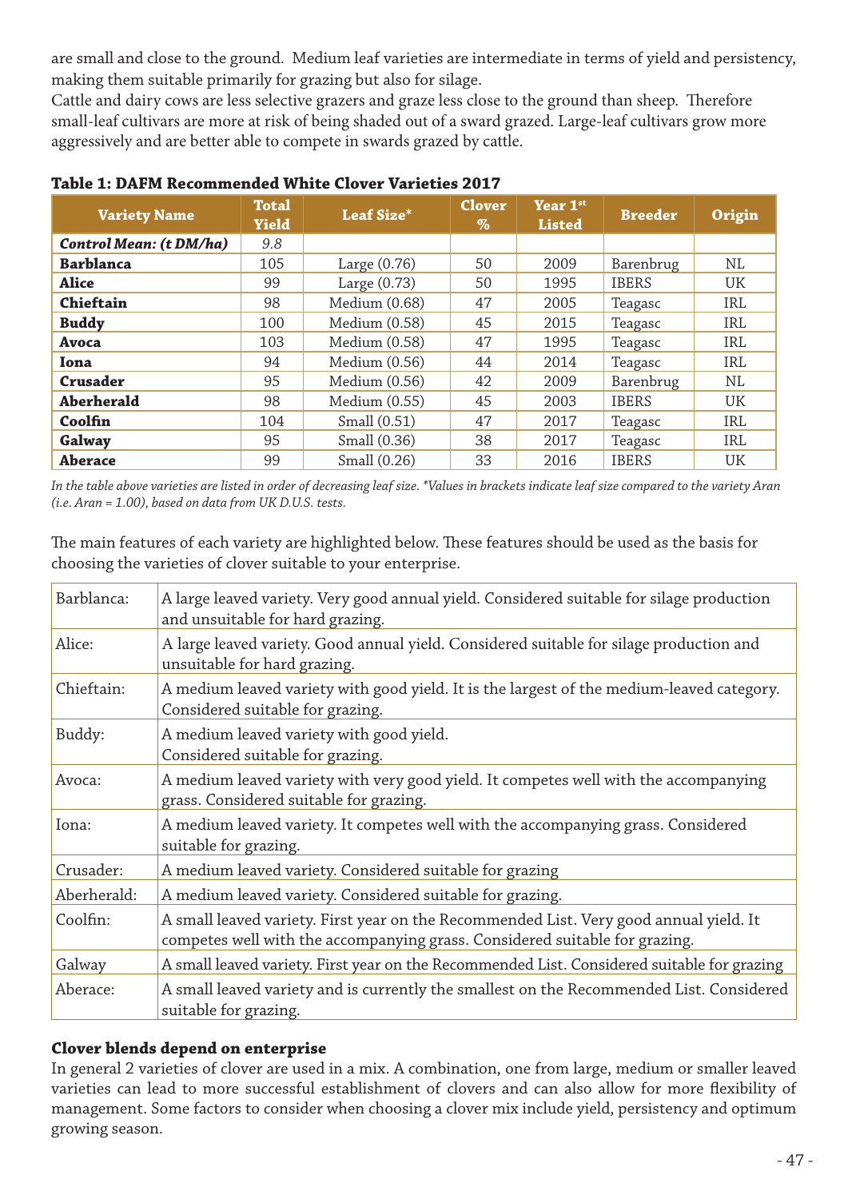are small and close to the ground. Medium leaf varieties are intermediate in terms of yield and persistency, making them suitable primarily for grazing but also for silage.
Cattle and dairy cows are less selective grazers and graze less close to the ground than sheep. Therefore small-leaf cultivars are more at risk of being shaded out of a sward grazed. Large-leaf cultivars grow more aggressively and are better able to compete in swards grazed by cattle.

**Table 1: DAFM Recommended White Clover Varieties 2017**

| Variety Name | Total Yield | Leaf Size* | Clover % | Year 1st Listed | Breeder | Origin |
|---|---|---|---|---|---|---|
| ***Control Mean: (t DM/ha)*** | *9.8* | | | | | |
| **Barblanca** | 105 | Large (0.76) | 50 | 2009 | Barenbrug | NL |
| **Alice** | 99 | Large (0.73) | 50 | 1995 | IBERS | UK |
| **Chieftain** | 98 | Medium (0.68) | 47 | 2005 | Teagasc | IRL |
| **Buddy** | 100 | Medium (0.58) | 45 | 2015 | Teagasc | IRL |
| **Avoca** | 103 | Medium (0.58) | 47 | 1995 | Teagasc | IRL |
| **Iona** | 94 | Medium (0.56) | 44 | 2014 | Teagasc | IRL |
| **Crusader** | 95 | Medium (0.56) | 42 | 2009 | Barenbrug | NL |
| **Aberherald** | 98 | Medium (0.55) | 45 | 2003 | IBERS | UK |
| **Coolfin** | 104 | Small (0.51) | 47 | 2017 | Teagasc | IRL |
| **Galway** | 95 | Small (0.36) | 38 | 2017 | Teagasc | IRL |
| **Aberace** | 99 | Small (0.26) | 33 | 2016 | IBERS | UK |

*In the table above varieties are listed in order of decreasing leaf size. *Values in brackets indicate leaf size compared to the variety Aran (i.e. Aran = 1.00), based on data from UK D.U.S. tests.*

The main features of each variety are highlighted below. These features should be used as the basis for choosing the varieties of clover suitable to your enterprise.

| | |
|---|---|
| Barblanca: | A large leaved variety. Very good annual yield. Considered suitable for silage production and unsuitable for hard grazing. |
| Alice: | A large leaved variety. Good annual yield. Considered suitable for silage production and unsuitable for hard grazing. |
| Chieftain: | A medium leaved variety with good yield. It is the largest of the medium-leaved category. Considered suitable for grazing. |
| Buddy: | A medium leaved variety with good yield. Considered suitable for grazing. |
| Avoca: | A medium leaved variety with very good yield. It competes well with the accompanying grass. Considered suitable for grazing. |
| Iona: | A medium leaved variety. It competes well with the accompanying grass. Considered suitable for grazing. |
| Crusader: | A medium leaved variety. Considered suitable for grazing |
| Aberherald: | A medium leaved variety. Considered suitable for grazing. |
| Coolfin: | A small leaved variety. First year on the Recommended List. Very good annual yield. It competes well with the accompanying grass. Considered suitable for grazing. |
| Galway | A small leaved variety. First year on the Recommended List. Considered suitable for grazing |
| Aberace: | A small leaved variety and is currently the smallest on the Recommended List. Considered suitable for grazing. |

**Clover blends depend on enterprise**

In general 2 varieties of clover are used in a mix. A combination, one from large, medium or smaller leaved varieties can lead to more successful establishment of clovers and can also allow for more flexibility of management. Some factors to consider when choosing a clover mix include yield, persistency and optimum growing season.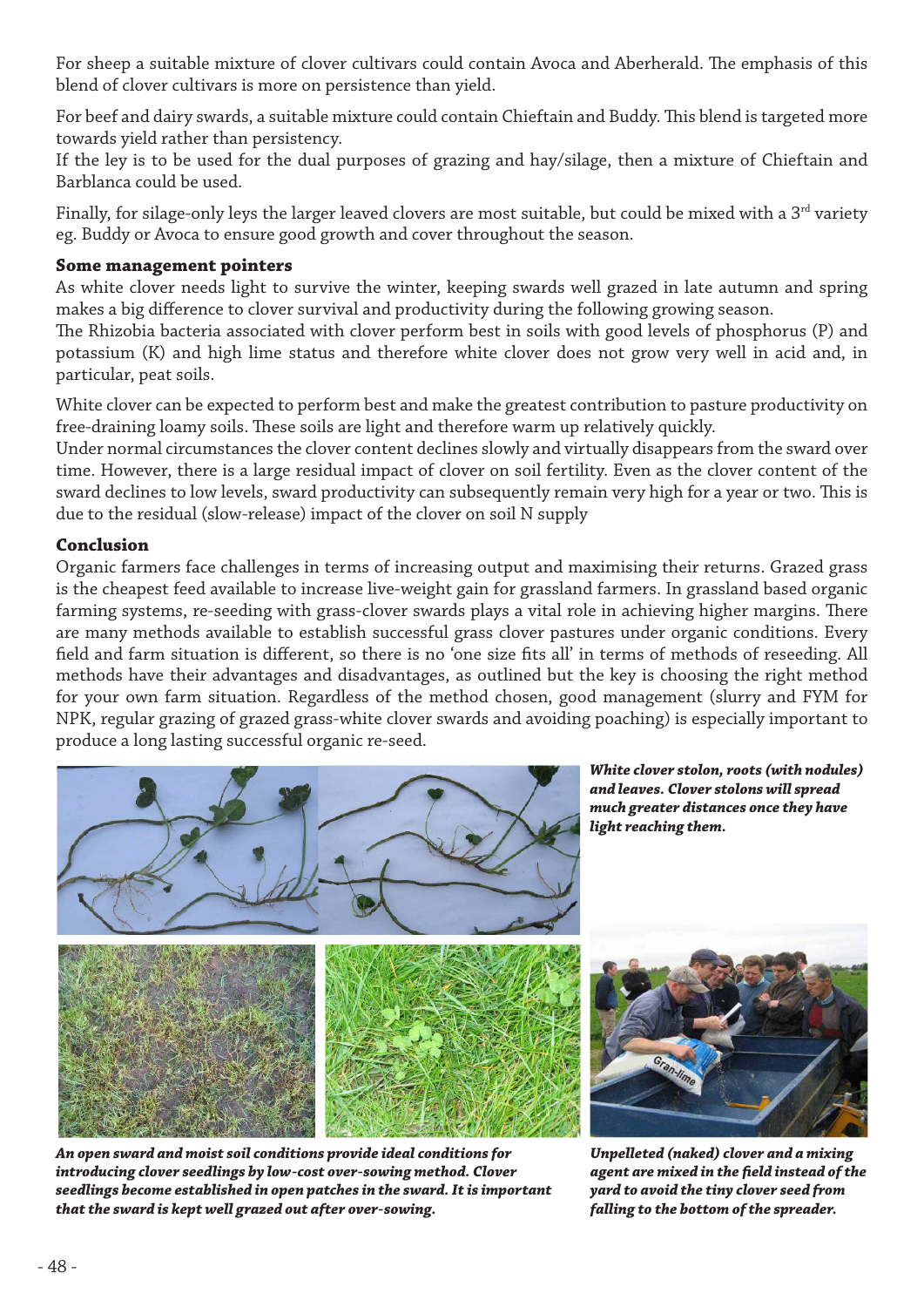For sheep a suitable mixture of clover cultivars could contain Avoca and Aberherald. The emphasis of this blend of clover cultivars is more on persistence than yield.

For beef and dairy swards, a suitable mixture could contain Chieftain and Buddy. This blend is targeted more towards yield rather than persistency.

If the ley is to be used for the dual purposes of grazing and hay/silage, then a mixture of Chieftain and Barblanca could be used.

Finally, for silage-only leys the larger leaved clovers are most suitable, but could be mixed with a 3rd variety eg. Buddy or Avoca to ensure good growth and cover throughout the season.

**Some management pointers**

As white clover needs light to survive the winter, keeping swards well grazed in late autumn and spring makes a big difference to clover survival and productivity during the following growing season.

The Rhizobia bacteria associated with clover perform best in soils with good levels of phosphorus (P) and potassium (K) and high lime status and therefore white clover does not grow very well in acid and, in particular, peat soils.

White clover can be expected to perform best and make the greatest contribution to pasture productivity on free-draining loamy soils. These soils are light and therefore warm up relatively quickly.

Under normal circumstances the clover content declines slowly and virtually disappears from the sward over time. However, there is a large residual impact of clover on soil fertility. Even as the clover content of the sward declines to low levels, sward productivity can subsequently remain very high for a year or two. This is due to the residual (slow-release) impact of the clover on soil N supply

**Conclusion**

Organic farmers face challenges in terms of increasing output and maximising their returns. Grazed grass is the cheapest feed available to increase live-weight gain for grassland farmers. In grassland based organic farming systems, re-seeding with grass-clover swards plays a vital role in achieving higher margins. There are many methods available to establish successful grass clover pastures under organic conditions. Every field and farm situation is different, so there is no 'one size fits all' in terms of methods of reseeding. All methods have their advantages and disadvantages, as outlined but the key is choosing the right method for your own farm situation. Regardless of the method chosen, good management (slurry and FYM for NPK, regular grazing of grazed grass-white clover swards and avoiding poaching) is especially important to produce a long lasting successful organic re-seed.

***White clover stolon, roots (with nodules) and leaves. Clover stolons will spread much greater distances once they have light reaching them.***

***An open sward and moist soil conditions provide ideal conditions for introducing clover seedlings by low-cost over-sowing method. Clover seedlings become established in open patches in the sward. It is important that the sward is kept well grazed out after over-sowing.***

***Unpelleted (naked) clover and a mixing agent are mixed in the field instead of the yard to avoid the tiny clover seed from falling to the bottom of the spreader.***